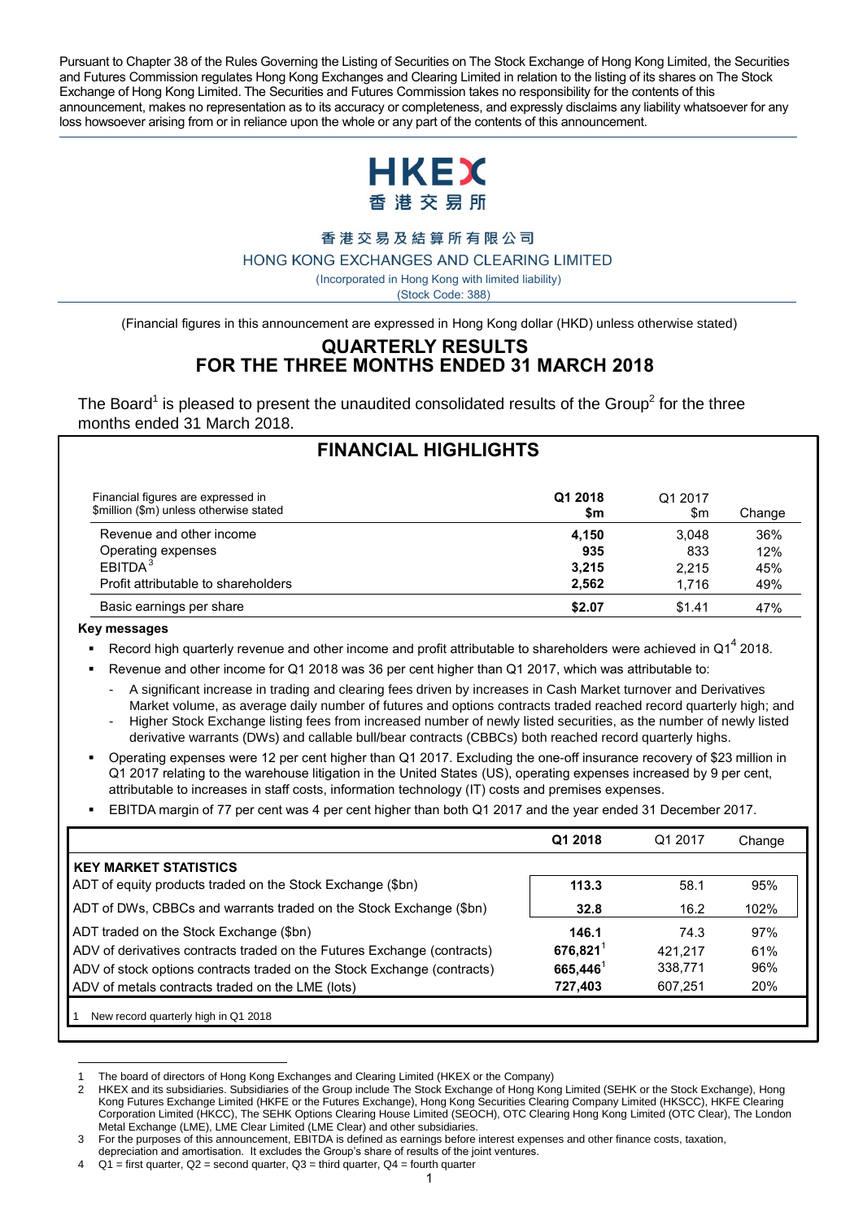Pursuant to Chapter 38 of the Rules Governing the Listing of Securities on The Stock Exchange of Hong Kong Limited, the Securities and Futures Commission regulates Hong Kong Exchanges and Clearing Limited in relation to the listing of its shares on The Stock Exchange of Hong Kong Limited. The Securities and Futures Commission takes no responsibility for the contents of this announcement, makes no representation as to its accuracy or completeness, and expressly disclaims any liability whatsoever for any loss howsoever arising from or in reliance upon the whole or any part of the contents of this announcement.

HKEX
香港交易所

香港交易及結算所有限公司
HONG KONG EXCHANGES AND CLEARING LIMITED
(Incorporated in Hong Kong with limited liability)
(Stock Code: 388)

(Financial figures in this announcement are expressed in Hong Kong dollar (HKD) unless otherwise stated)

# QUARTERLY RESULTS FOR THE THREE MONTHS ENDED 31 MARCH 2018

The Board[1] is pleased to present the unaudited consolidated results of the Group[2] for the three months ended 31 March 2018.

## FINANCIAL HIGHLIGHTS

| Financial figures are expressed in $million ($m) unless otherwise stated | **Q1 2018 $m** | Q1 2017 $m | Change |
|---|---|---|---|
| Revenue and other income | **4,150** | 3,048 | 36% |
| Operating expenses | **935** | 833 | 12% |
| EBITDA[3] | **3,215** | 2,215 | 45% |
| Profit attributable to shareholders | **2,562** | 1,716 | 49% |
| Basic earnings per share | **$2.07** | $1.41 | 47% |

**Key messages**

- Record high quarterly revenue and other income and profit attributable to shareholders were achieved in Q1[4] 2018.
- Revenue and other income for Q1 2018 was 36 per cent higher than Q1 2017, which was attributable to:
  - A significant increase in trading and clearing fees driven by increases in Cash Market turnover and Derivatives Market volume, as average daily number of futures and options contracts traded reached record quarterly high; and
  - Higher Stock Exchange listing fees from increased number of newly listed securities, as the number of newly listed derivative warrants (DWs) and callable bull/bear contracts (CBBCs) both reached record quarterly highs.
- Operating expenses were 12 per cent higher than Q1 2017. Excluding the one-off insurance recovery of $23 million in Q1 2017 relating to the warehouse litigation in the United States (US), operating expenses increased by 9 per cent, attributable to increases in staff costs, information technology (IT) costs and premises expenses.
- EBITDA margin of 77 per cent was 4 per cent higher than both Q1 2017 and the year ended 31 December 2017.

| | **Q1 2018** | Q1 2017 | Change |
|---|---|---|---|
| **KEY MARKET STATISTICS** | | | |
| ADT of equity products traded on the Stock Exchange ($bn) | **113.3** | 58.1 | 95% |
| ADT of DWs, CBBCs and warrants traded on the Stock Exchange ($bn) | **32.8** | 16.2 | 102% |
| ADT traded on the Stock Exchange ($bn) | **146.1** | 74.3 | 97% |
| ADV of derivatives contracts traded on the Futures Exchange (contracts) | **676,821**[1] | 421,217 | 61% |
| ADV of stock options contracts traded on the Stock Exchange (contracts) | **665,446**[1] | 338,771 | 96% |
| ADV of metals contracts traded on the LME (lots) | **727,403** | 607,251 | 20% |

1 New record quarterly high in Q1 2018

---

1 The board of directors of Hong Kong Exchanges and Clearing Limited (HKEX or the Company)

2 HKEX and its subsidiaries. Subsidiaries of the Group include The Stock Exchange of Hong Kong Limited (SEHK or the Stock Exchange), Hong Kong Futures Exchange Limited (HKFE or the Futures Exchange), Hong Kong Securities Clearing Company Limited (HKSCC), HKFE Clearing Corporation Limited (HKCC), The SEHK Options Clearing House Limited (SEOCH), OTC Clearing Hong Kong Limited (OTC Clear), The London Metal Exchange (LME), LME Clear Limited (LME Clear) and other subsidiaries.

3 For the purposes of this announcement, EBITDA is defined as earnings before interest expenses and other finance costs, taxation, depreciation and amortisation. It excludes the Group's share of results of the joint ventures.

4 Q1 = first quarter, Q2 = second quarter, Q3 = third quarter, Q4 = fourth quarter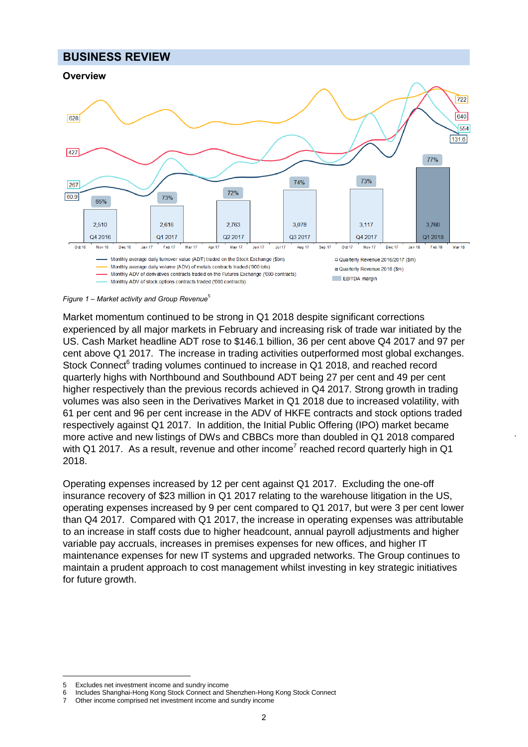## BUSINESS REVIEW

### Overview

*Figure 1 – Market activity and Group Revenue*[5]

Market momentum continued to be strong in Q1 2018 despite significant corrections experienced by all major markets in February and increasing risk of trade war initiated by the US. Cash Market headline ADT rose to $146.1 billion, 36 per cent above Q4 2017 and 97 per cent above Q1 2017. The increase in trading activities outperformed most global exchanges. Stock Connect[6] trading volumes continued to increase in Q1 2018, and reached record quarterly highs with Northbound and Southbound ADT being 27 per cent and 49 per cent higher respectively than the previous records achieved in Q4 2017. Strong growth in trading volumes was also seen in the Derivatives Market in Q1 2018 due to increased volatility, with 61 per cent and 96 per cent increase in the ADV of HKFE contracts and stock options traded respectively against Q1 2017. In addition, the Initial Public Offering (IPO) market became more active and new listings of DWs and CBBCs more than doubled in Q1 2018 compared with Q1 2017. As a result, revenue and other income[7] reached record quarterly high in Q1 2018.

Operating expenses increased by 12 per cent against Q1 2017. Excluding the one-off insurance recovery of $23 million in Q1 2017 relating to the warehouse litigation in the US, operating expenses increased by 9 per cent compared to Q1 2017, but were 3 per cent lower than Q4 2017. Compared with Q1 2017, the increase in operating expenses was attributable to an increase in staff costs due to higher headcount, annual payroll adjustments and higher variable pay accruals, increases in premises expenses for new offices, and higher IT maintenance expenses for new IT systems and upgraded networks. The Group continues to maintain a prudent approach to cost management whilst investing in key strategic initiatives for future growth.

---

5 Excludes net investment income and sundry income
6 Includes Shanghai-Hong Kong Stock Connect and Shenzhen-Hong Kong Stock Connect
7 Other income comprised net investment income and sundry income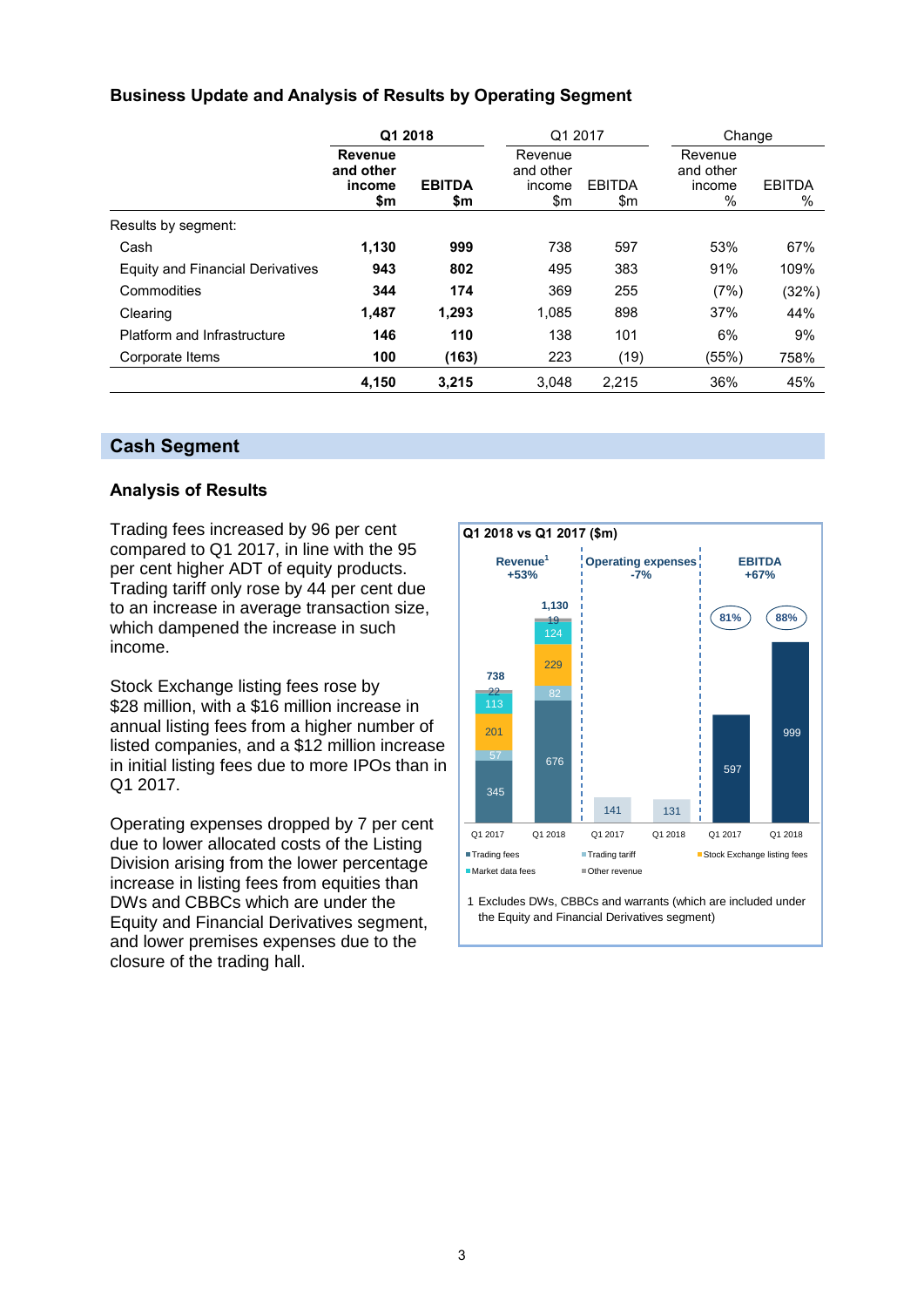### Business Update and Analysis of Results by Operating Segment

| | Q1 2018 | | Q1 2017 | | Change | |
|---|---|---|---|---|---|---|
| | **Revenue and other income $m** | **EBITDA $m** | Revenue and other income $m | EBITDA $m | Revenue and other income % | EBITDA % |
| Results by segment: | | | | | | |
| Cash | **1,130** | **999** | 738 | 597 | 53% | 67% |
| Equity and Financial Derivatives | **943** | **802** | 495 | 383 | 91% | 109% |
| Commodities | **344** | **174** | 369 | 255 | (7%) | (32%) |
| Clearing | **1,487** | **1,293** | 1,085 | 898 | 37% | 44% |
| Platform and Infrastructure | **146** | **110** | 138 | 101 | 6% | 9% |
| Corporate Items | **100** | **(163)** | 223 | (19) | (55%) | 758% |
| | **4,150** | **3,215** | 3,048 | 2,215 | 36% | 45% |

## Cash Segment

### Analysis of Results

Trading fees increased by 96 per cent compared to Q1 2017, in line with the 95 per cent higher ADT of equity products. Trading tariff only rose by 44 per cent due to an increase in average transaction size, which dampened the increase in such income.

Stock Exchange listing fees rose by $28 million, with a $16 million increase in annual listing fees from a higher number of listed companies, and a $12 million increase in initial listing fees due to more IPOs than in Q1 2017.

Operating expenses dropped by 7 per cent due to lower allocated costs of the Listing Division arising from the lower percentage increase in listing fees from equities than DWs and CBBCs which are under the Equity and Financial Derivatives segment, and lower premises expenses due to the closure of the trading hall.

**Q1 2018 vs Q1 2017 ($m)**

| | Revenue[1] +53% | | Operating expenses -7% | | EBITDA +67% | |
|---|---|---|---|---|---|---|
| | Q1 2017 | Q1 2018 | Q1 2017 | Q1 2018 | Q1 2017 | Q1 2018 |
| Trading fees | 345 | 676 | | | | |
| Trading tariff | 57 | 82 | | | | |
| Stock Exchange listing fees | 201 | 229 | | | | |
| Market data fees | 113 | 124 | | | | |
| Other revenue | 22 | 19 | | | | |
| Total | 738 | 1,130 | 141 | 131 | 597 (81%) | 999 (88%) |

1 Excludes DWs, CBBCs and warrants (which are included under the Equity and Financial Derivatives segment)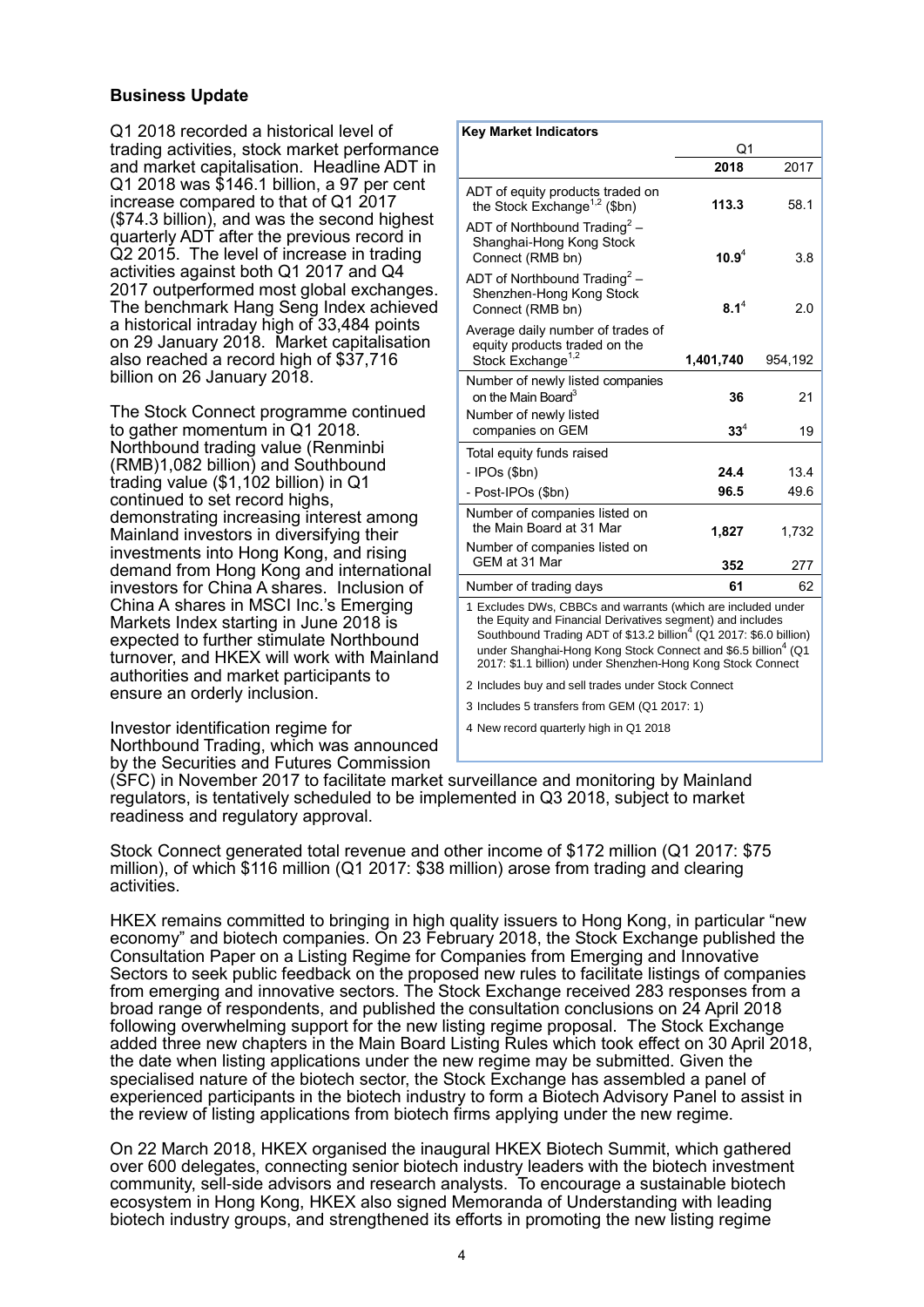## Business Update

Q1 2018 recorded a historical level of trading activities, stock market performance and market capitalisation. Headline ADT in Q1 2018 was $146.1 billion, a 97 per cent increase compared to that of Q1 2017 ($74.3 billion), and was the second highest quarterly ADT after the previous record in Q2 2015. The level of increase in trading activities against both Q1 2017 and Q4 2017 outperformed most global exchanges. The benchmark Hang Seng Index achieved a historical intraday high of 33,484 points on 29 January 2018. Market capitalisation also reached a record high of $37,716 billion on 26 January 2018.

| Key Market Indicators | Q1 2018 | Q1 2017 |
|---|---|---|
| ADT of equity products traded on the Stock Exchange[1,2] ($bn) | **113.3** | 58.1 |
| ADT of Northbound Trading[2] – Shanghai-Hong Kong Stock Connect (RMB bn) | **10.9**[4] | 3.8 |
| ADT of Northbound Trading[2] – Shenzhen-Hong Kong Stock Connect (RMB bn) | **8.1**[4] | 2.0 |
| Average daily number of trades of equity products traded on the Stock Exchange[1,2] | **1,401,740** | 954,192 |
| Number of newly listed companies on the Main Board[3] | **36** | 21 |
| Number of newly listed companies on GEM | **33**[4] | 19 |
| Total equity funds raised | | |
| - IPOs ($bn) | **24.4** | 13.4 |
| - Post-IPOs ($bn) | **96.5** | 49.6 |
| Number of companies listed on the Main Board at 31 Mar | **1,827** | 1,732 |
| Number of companies listed on GEM at 31 Mar | **352** | 277 |
| Number of trading days | **61** | 62 |

1 Excludes DWs, CBBCs and warrants (which are included under the Equity and Financial Derivatives segment) and includes Southbound Trading ADT of $13.2 billion[4] (Q1 2017: $6.0 billion) under Shanghai-Hong Kong Stock Connect and $6.5 billion[4] (Q1 2017: $1.1 billion) under Shenzhen-Hong Kong Stock Connect

2 Includes buy and sell trades under Stock Connect

3 Includes 5 transfers from GEM (Q1 2017: 1)

4 New record quarterly high in Q1 2018

The Stock Connect programme continued to gather momentum in Q1 2018. Northbound trading value (Renminbi (RMB)1,082 billion) and Southbound trading value ($1,102 billion) in Q1 continued to set record highs, demonstrating increasing interest among Mainland investors in diversifying their investments into Hong Kong, and rising demand from Hong Kong and international investors for China A shares. Inclusion of China A shares in MSCI Inc.'s Emerging Markets Index starting in June 2018 is expected to further stimulate Northbound turnover, and HKEX will work with Mainland authorities and market participants to ensure an orderly inclusion.

Investor identification regime for Northbound Trading, which was announced by the Securities and Futures Commission (SFC) in November 2017 to facilitate market surveillance and monitoring by Mainland regulators, is tentatively scheduled to be implemented in Q3 2018, subject to market readiness and regulatory approval.

Stock Connect generated total revenue and other income of $172 million (Q1 2017: $75 million), of which $116 million (Q1 2017: $38 million) arose from trading and clearing activities.

HKEX remains committed to bringing in high quality issuers to Hong Kong, in particular "new economy" and biotech companies. On 23 February 2018, the Stock Exchange published the Consultation Paper on a Listing Regime for Companies from Emerging and Innovative Sectors to seek public feedback on the proposed new rules to facilitate listings of companies from emerging and innovative sectors. The Stock Exchange received 283 responses from a broad range of respondents, and published the consultation conclusions on 24 April 2018 following overwhelming support for the new listing regime proposal. The Stock Exchange added three new chapters in the Main Board Listing Rules which took effect on 30 April 2018, the date when listing applications under the new regime may be submitted. Given the specialised nature of the biotech sector, the Stock Exchange has assembled a panel of experienced participants in the biotech industry to form a Biotech Advisory Panel to assist in the review of listing applications from biotech firms applying under the new regime.

On 22 March 2018, HKEX organised the inaugural HKEX Biotech Summit, which gathered over 600 delegates, connecting senior biotech industry leaders with the biotech investment community, sell-side advisors and research analysts. To encourage a sustainable biotech ecosystem in Hong Kong, HKEX also signed Memoranda of Understanding with leading biotech industry groups, and strengthened its efforts in promoting the new listing regime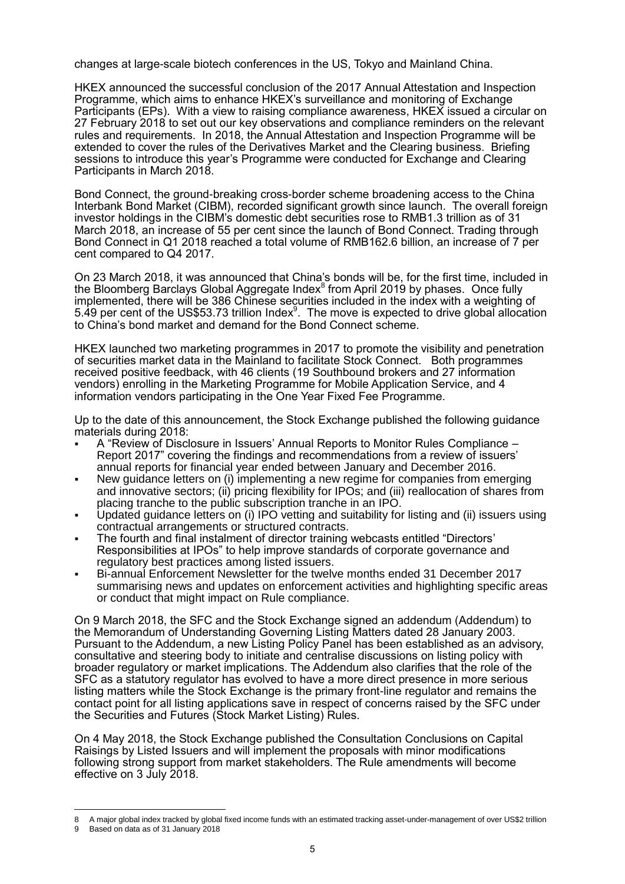changes at large-scale biotech conferences in the US, Tokyo and Mainland China.

HKEX announced the successful conclusion of the 2017 Annual Attestation and Inspection Programme, which aims to enhance HKEX's surveillance and monitoring of Exchange Participants (EPs). With a view to raising compliance awareness, HKEX issued a circular on 27 February 2018 to set out our key observations and compliance reminders on the relevant rules and requirements. In 2018, the Annual Attestation and Inspection Programme will be extended to cover the rules of the Derivatives Market and the Clearing business. Briefing sessions to introduce this year's Programme were conducted for Exchange and Clearing Participants in March 2018.

Bond Connect, the ground-breaking cross-border scheme broadening access to the China Interbank Bond Market (CIBM), recorded significant growth since launch. The overall foreign investor holdings in the CIBM's domestic debt securities rose to RMB1.3 trillion as of 31 March 2018, an increase of 55 per cent since the launch of Bond Connect. Trading through Bond Connect in Q1 2018 reached a total volume of RMB162.6 billion, an increase of 7 per cent compared to Q4 2017.

On 23 March 2018, it was announced that China's bonds will be, for the first time, included in the Bloomberg Barclays Global Aggregate Index[8] from April 2019 by phases. Once fully implemented, there will be 386 Chinese securities included in the index with a weighting of 5.49 per cent of the US$53.73 trillion Index[9]. The move is expected to drive global allocation to China's bond market and demand for the Bond Connect scheme.

HKEX launched two marketing programmes in 2017 to promote the visibility and penetration of securities market data in the Mainland to facilitate Stock Connect. Both programmes received positive feedback, with 46 clients (19 Southbound brokers and 27 information vendors) enrolling in the Marketing Programme for Mobile Application Service, and 4 information vendors participating in the One Year Fixed Fee Programme.

Up to the date of this announcement, the Stock Exchange published the following guidance materials during 2018:

- A "Review of Disclosure in Issuers' Annual Reports to Monitor Rules Compliance – Report 2017" covering the findings and recommendations from a review of issuers' annual reports for financial year ended between January and December 2016.
- New guidance letters on (i) implementing a new regime for companies from emerging and innovative sectors; (ii) pricing flexibility for IPOs; and (iii) reallocation of shares from placing tranche to the public subscription tranche in an IPO.
- Updated guidance letters on (i) IPO vetting and suitability for listing and (ii) issuers using contractual arrangements or structured contracts.
- The fourth and final instalment of director training webcasts entitled "Directors' Responsibilities at IPOs" to help improve standards of corporate governance and regulatory best practices among listed issuers.
- Bi-annual Enforcement Newsletter for the twelve months ended 31 December 2017 summarising news and updates on enforcement activities and highlighting specific areas or conduct that might impact on Rule compliance.

On 9 March 2018, the SFC and the Stock Exchange signed an addendum (Addendum) to the Memorandum of Understanding Governing Listing Matters dated 28 January 2003. Pursuant to the Addendum, a new Listing Policy Panel has been established as an advisory, consultative and steering body to initiate and centralise discussions on listing policy with broader regulatory or market implications. The Addendum also clarifies that the role of the SFC as a statutory regulator has evolved to have a more direct presence in more serious listing matters while the Stock Exchange is the primary front-line regulator and remains the contact point for all listing applications save in respect of concerns raised by the SFC under the Securities and Futures (Stock Market Listing) Rules.

On 4 May 2018, the Stock Exchange published the Consultation Conclusions on Capital Raisings by Listed Issuers and will implement the proposals with minor modifications following strong support from market stakeholders. The Rule amendments will become effective on 3 July 2018.

---

8 A major global index tracked by global fixed income funds with an estimated tracking asset-under-management of over US$2 trillion

9 Based on data as of 31 January 2018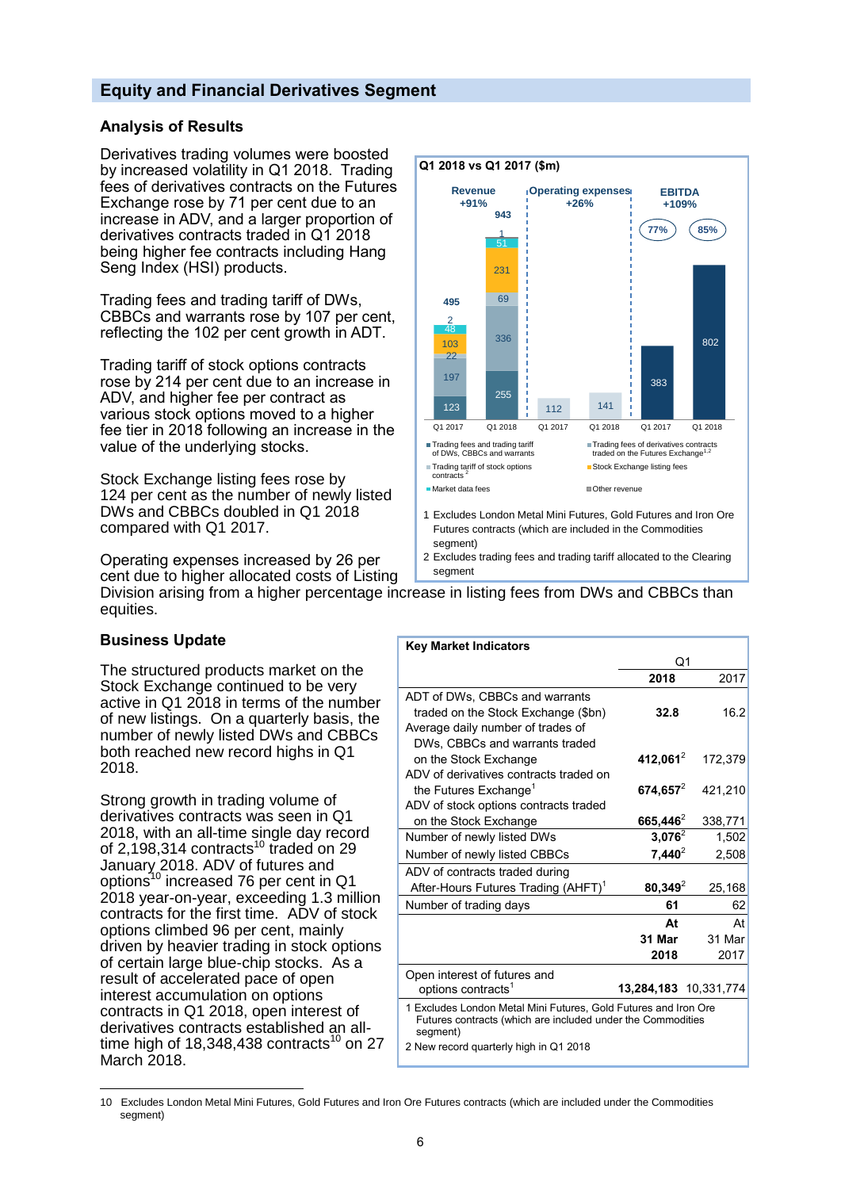## Equity and Financial Derivatives Segment

### Analysis of Results

Derivatives trading volumes were boosted by increased volatility in Q1 2018. Trading fees of derivatives contracts on the Futures Exchange rose by 71 per cent due to an increase in ADV, and a larger proportion of derivatives contracts traded in Q1 2018 being higher fee contracts including Hang Seng Index (HSI) products.

Trading fees and trading tariff of DWs, CBBCs and warrants rose by 107 per cent, reflecting the 102 per cent growth in ADT.

Trading tariff of stock options contracts rose by 214 per cent due to an increase in ADV, and higher fee per contract as various stock options moved to a higher fee tier in 2018 following an increase in the value of the underlying stocks.

Stock Exchange listing fees rose by 124 per cent as the number of newly listed DWs and CBBCs doubled in Q1 2018 compared with Q1 2017.

Operating expenses increased by 26 per cent due to higher allocated costs of Listing Division arising from a higher percentage increase in listing fees from DWs and CBBCs than equities.

**Q1 2018 vs Q1 2017 ($m)**

| | Q1 2017 | Q1 2018 |
|---|---|---|
| **Revenue** (+91%) | 495 | 943 |
| Trading fees and trading tariff of DWs, CBBCs and warrants | 123 | 255 |
| Trading fees of derivatives contracts traded on the Futures Exchange[1,2] | 197 | 336 |
| Trading tariff of stock options contracts[2] | 22 | 69 |
| Stock Exchange listing fees | 103 | 231 |
| Market data fees | 48 | 51 |
| Other revenue | 2 | 1 |
| **Operating expenses** (+26%) | 112 | 141 |
| **EBITDA** (+109%) | 383 (77%) | 802 (85%) |

1 Excludes London Metal Mini Futures, Gold Futures and Iron Ore Futures contracts (which are included in the Commodities segment)

2 Excludes trading fees and trading tariff allocated to the Clearing segment

### Business Update

The structured products market on the Stock Exchange continued to be very active in Q1 2018 in terms of the number of new listings. On a quarterly basis, the number of newly listed DWs and CBBCs both reached new record highs in Q1 2018.

Strong growth in trading volume of derivatives contracts was seen in Q1 2018, with an all-time single day record of 2,198,314 contracts[10] traded on 29 January 2018. ADV of futures and options[10] increased 76 per cent in Q1 2018 year-on-year, exceeding 1.3 million contracts for the first time. ADV of stock options climbed 96 per cent, mainly driven by heavier trading in stock options of certain large blue-chip stocks. As a result of accelerated pace of open interest accumulation on options contracts in Q1 2018, open interest of derivatives contracts established an all-time high of 18,348,438 contracts[10] on 27 March 2018.

**Key Market Indicators**

| | Q1 2018 | Q1 2017 |
|---|---|---|
| ADT of DWs, CBBCs and warrants traded on the Stock Exchange ($bn) | **32.8** | 16.2 |
| Average daily number of trades of DWs, CBBCs and warrants traded on the Stock Exchange | **412,061**[2] | 172,379 |
| ADV of derivatives contracts traded on the Futures Exchange[1] | **674,657**[2] | 421,210 |
| ADV of stock options contracts traded on the Stock Exchange | **665,446**[2] | 338,771 |
| Number of newly listed DWs | **3,076**[2] | 1,502 |
| Number of newly listed CBBCs | **7,440**[2] | 2,508 |
| ADV of contracts traded during After-Hours Futures Trading (AHFT)[1] | **80,349**[2] | 25,168 |
| Number of trading days | **61** | 62 |
| | **At 31 Mar 2018** | At 31 Mar 2017 |
| Open interest of futures and options contracts[1] | **13,284,183** | 10,331,774 |

1 Excludes London Metal Mini Futures, Gold Futures and Iron Ore Futures contracts (which are included under the Commodities segment)

2 New record quarterly high in Q1 2018

10 Excludes London Metal Mini Futures, Gold Futures and Iron Ore Futures contracts (which are included under the Commodities segment)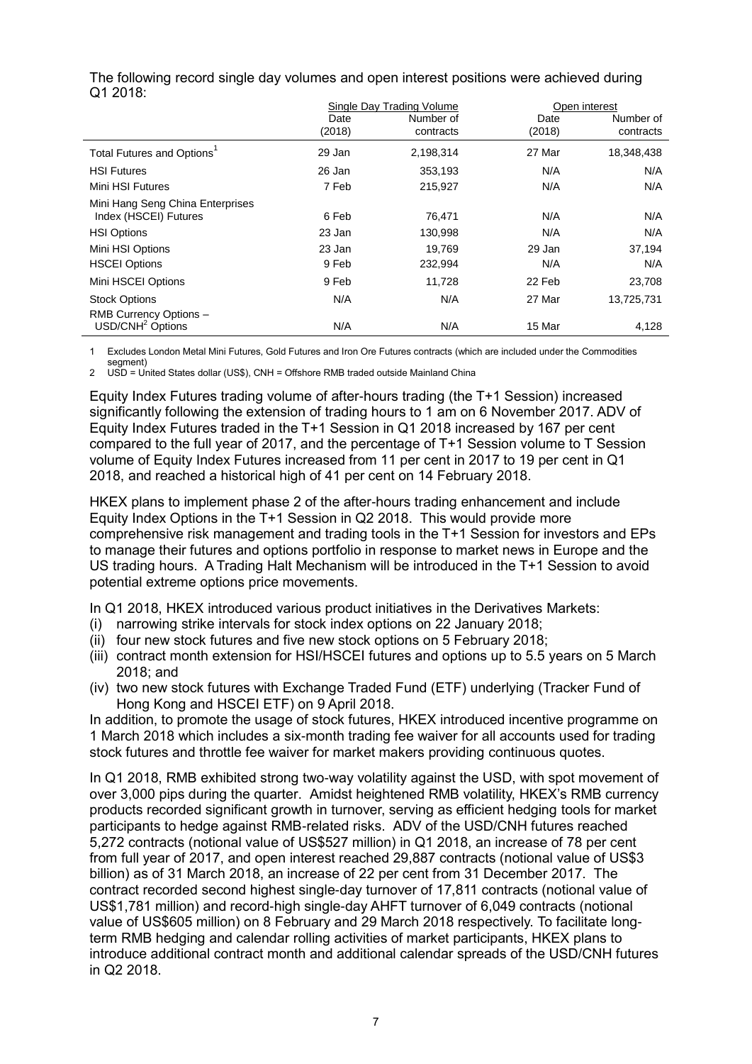The following record single day volumes and open interest positions were achieved during Q1 2018:

| | Single Day Trading Volume | | Open interest | |
|---|---|---|---|---|
| | Date (2018) | Number of contracts | Date (2018) | Number of contracts |
| Total Futures and Options[1] | 29 Jan | 2,198,314 | 27 Mar | 18,348,438 |
| HSI Futures | 26 Jan | 353,193 | N/A | N/A |
| Mini HSI Futures | 7 Feb | 215,927 | N/A | N/A |
| Mini Hang Seng China Enterprises Index (HSCEI) Futures | 6 Feb | 76,471 | N/A | N/A |
| HSI Options | 23 Jan | 130,998 | N/A | N/A |
| Mini HSI Options | 23 Jan | 19,769 | 29 Jan | 37,194 |
| HSCEI Options | 9 Feb | 232,994 | N/A | N/A |
| Mini HSCEI Options | 9 Feb | 11,728 | 22 Feb | 23,708 |
| Stock Options | N/A | N/A | 27 Mar | 13,725,731 |
| RMB Currency Options – USD/CNH[2] Options | N/A | N/A | 15 Mar | 4,128 |

1 Excludes London Metal Mini Futures, Gold Futures and Iron Ore Futures contracts (which are included under the Commodities segment)
2 USD = United States dollar (US$), CNH = Offshore RMB traded outside Mainland China

Equity Index Futures trading volume of after-hours trading (the T+1 Session) increased significantly following the extension of trading hours to 1 am on 6 November 2017. ADV of Equity Index Futures traded in the T+1 Session in Q1 2018 increased by 167 per cent compared to the full year of 2017, and the percentage of T+1 Session volume to T Session volume of Equity Index Futures increased from 11 per cent in 2017 to 19 per cent in Q1 2018, and reached a historical high of 41 per cent on 14 February 2018.

HKEX plans to implement phase 2 of the after-hours trading enhancement and include Equity Index Options in the T+1 Session in Q2 2018. This would provide more comprehensive risk management and trading tools in the T+1 Session for investors and EPs to manage their futures and options portfolio in response to market news in Europe and the US trading hours. A Trading Halt Mechanism will be introduced in the T+1 Session to avoid potential extreme options price movements.

In Q1 2018, HKEX introduced various product initiatives in the Derivatives Markets:

(i) narrowing strike intervals for stock index options on 22 January 2018;
(ii) four new stock futures and five new stock options on 5 February 2018;
(iii) contract month extension for HSI/HSCEI futures and options up to 5.5 years on 5 March 2018; and
(iv) two new stock futures with Exchange Traded Fund (ETF) underlying (Tracker Fund of Hong Kong and HSCEI ETF) on 9 April 2018.

In addition, to promote the usage of stock futures, HKEX introduced incentive programme on 1 March 2018 which includes a six-month trading fee waiver for all accounts used for trading stock futures and throttle fee waiver for market makers providing continuous quotes.

In Q1 2018, RMB exhibited strong two-way volatility against the USD, with spot movement of over 3,000 pips during the quarter. Amidst heightened RMB volatility, HKEX's RMB currency products recorded significant growth in turnover, serving as efficient hedging tools for market participants to hedge against RMB-related risks. ADV of the USD/CNH futures reached 5,272 contracts (notional value of US$527 million) in Q1 2018, an increase of 78 per cent from full year of 2017, and open interest reached 29,887 contracts (notional value of US$3 billion) as of 31 March 2018, an increase of 22 per cent from 31 December 2017. The contract recorded second highest single-day turnover of 17,811 contracts (notional value of US$1,781 million) and record-high single-day AHFT turnover of 6,049 contracts (notional value of US$605 million) on 8 February and 29 March 2018 respectively. To facilitate long-term RMB hedging and calendar rolling activities of market participants, HKEX plans to introduce additional contract month and additional calendar spreads of the USD/CNH futures in Q2 2018.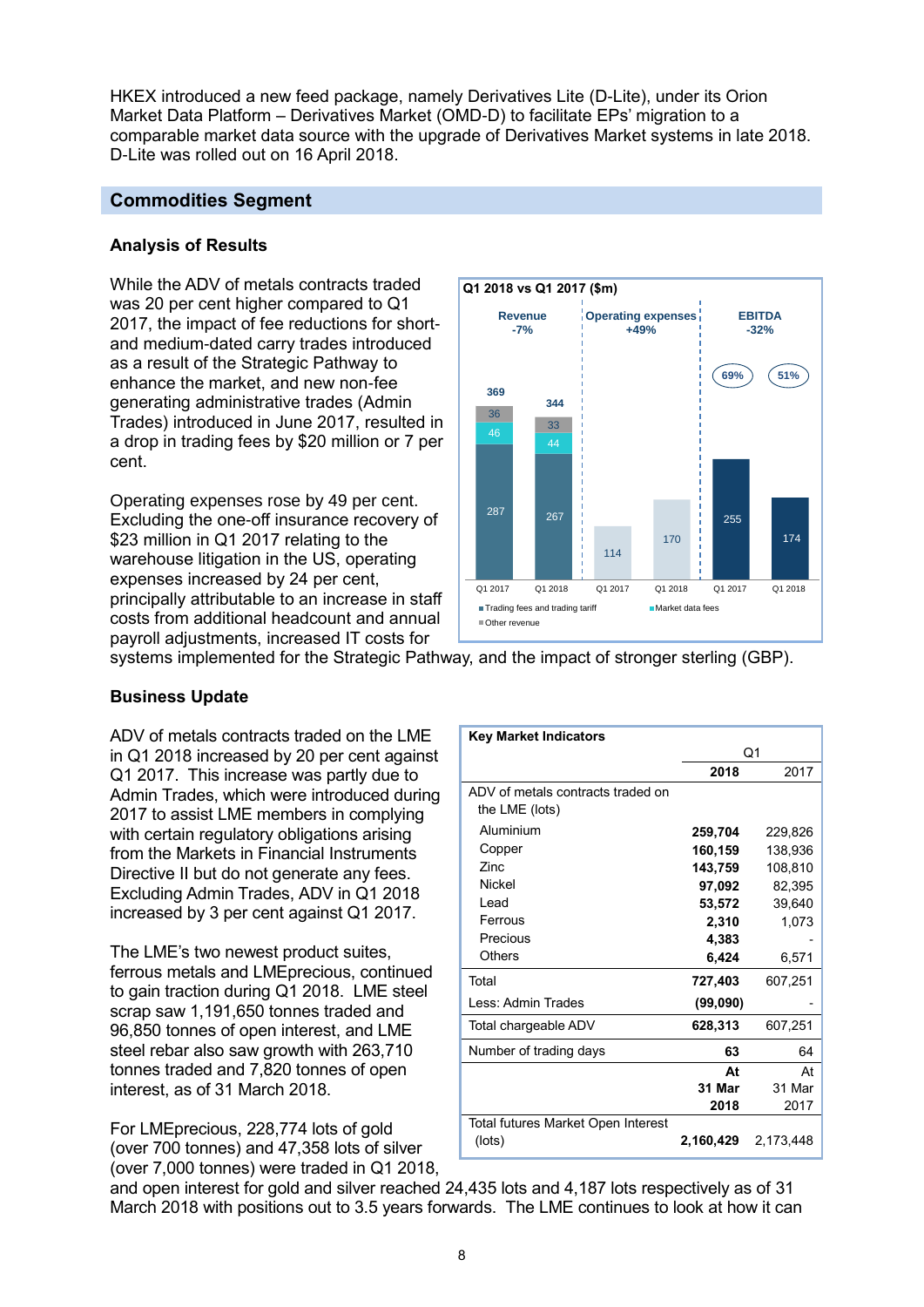HKEX introduced a new feed package, namely Derivatives Lite (D-Lite), under its Orion Market Data Platform – Derivatives Market (OMD-D) to facilitate EPs' migration to a comparable market data source with the upgrade of Derivatives Market systems in late 2018. D-Lite was rolled out on 16 April 2018.

## Commodities Segment

### Analysis of Results

While the ADV of metals contracts traded was 20 per cent higher compared to Q1 2017, the impact of fee reductions for short- and medium-dated carry trades introduced as a result of the Strategic Pathway to enhance the market, and new non-fee generating administrative trades (Admin Trades) introduced in June 2017, resulted in a drop in trading fees by $20 million or 7 per cent.

Operating expenses rose by 49 per cent. Excluding the one-off insurance recovery of $23 million in Q1 2017 relating to the warehouse litigation in the US, operating expenses increased by 24 per cent, principally attributable to an increase in staff costs from additional headcount and annual payroll adjustments, increased IT costs for systems implemented for the Strategic Pathway, and the impact of stronger sterling (GBP).

**Q1 2018 vs Q1 2017 ($m)**

| | Revenue -7% | | Operating expenses +49% | | EBITDA -32% | |
|---|---|---|---|---|---|---|
| | Q1 2017 | Q1 2018 | Q1 2017 | Q1 2018 | Q1 2017 | Q1 2018 |
| Trading fees and trading tariff | 287 | 267 | | | | |
| Market data fees | 46 | 44 | | | | |
| Other revenue | 36 | 33 | | | | |
| Total | 369 | 344 | 114 | 170 | 255 | 174 |
| EBITDA margin | | | | | 69% | 51% |

### Business Update

ADV of metals contracts traded on the LME in Q1 2018 increased by 20 per cent against Q1 2017. This increase was partly due to Admin Trades, which were introduced during 2017 to assist LME members in complying with certain regulatory obligations arising from the Markets in Financial Instruments Directive II but do not generate any fees. Excluding Admin Trades, ADV in Q1 2018 increased by 3 per cent against Q1 2017.

The LME's two newest product suites, ferrous metals and LMEprecious, continued to gain traction during Q1 2018. LME steel scrap saw 1,191,650 tonnes traded and 96,850 tonnes of open interest, and LME steel rebar also saw growth with 263,710 tonnes traded and 7,820 tonnes of open interest, as of 31 March 2018.

For LMEprecious, 228,774 lots of gold (over 700 tonnes) and 47,358 lots of silver (over 7,000 tonnes) were traded in Q1 2018, and open interest for gold and silver reached 24,435 lots and 4,187 lots respectively as of 31 March 2018 with positions out to 3.5 years forwards. The LME continues to look at how it can

| **Key Market Indicators** | Q1 | |
|---|---|---|
| | **2018** | 2017 |
| ADV of metals contracts traded on the LME (lots) | | |
| Aluminium | **259,704** | 229,826 |
| Copper | **160,159** | 138,936 |
| Zinc | **143,759** | 108,810 |
| Nickel | **97,092** | 82,395 |
| Lead | **53,572** | 39,640 |
| Ferrous | **2,310** | 1,073 |
| Precious | **4,383** | - |
| Others | **6,424** | 6,571 |
| Total | **727,403** | 607,251 |
| Less: Admin Trades | **(99,090)** | - |
| Total chargeable ADV | **628,313** | 607,251 |
| Number of trading days | **63** | 64 |
| | **At 31 Mar 2018** | At 31 Mar 2017 |
| Total futures Market Open Interest (lots) | **2,160,429** | 2,173,448 |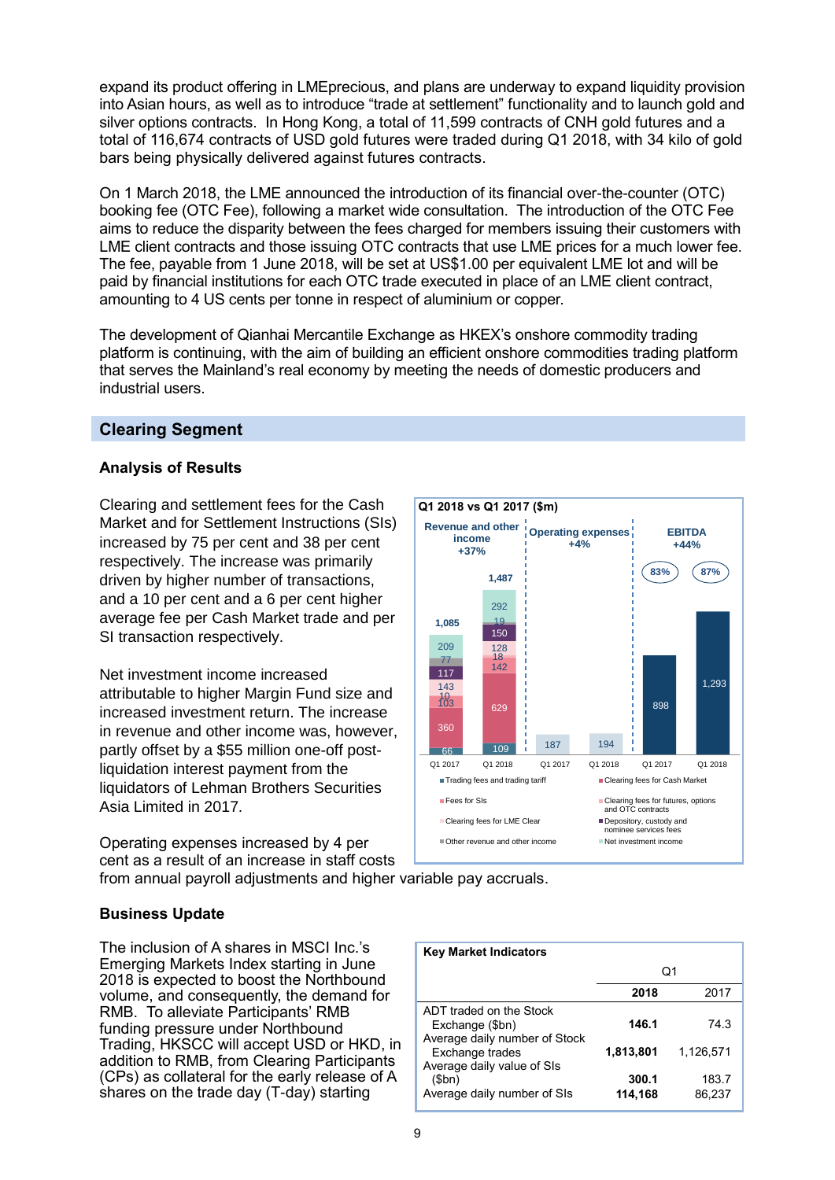expand its product offering in LMEprecious, and plans are underway to expand liquidity provision into Asian hours, as well as to introduce "trade at settlement" functionality and to launch gold and silver options contracts. In Hong Kong, a total of 11,599 contracts of CNH gold futures and a total of 116,674 contracts of USD gold futures were traded during Q1 2018, with 34 kilo of gold bars being physically delivered against futures contracts.

On 1 March 2018, the LME announced the introduction of its financial over-the-counter (OTC) booking fee (OTC Fee), following a market wide consultation. The introduction of the OTC Fee aims to reduce the disparity between the fees charged for members issuing their customers with LME client contracts and those issuing OTC contracts that use LME prices for a much lower fee. The fee, payable from 1 June 2018, will be set at US$1.00 per equivalent LME lot and will be paid by financial institutions for each OTC trade executed in place of an LME client contract, amounting to 4 US cents per tonne in respect of aluminium or copper.

The development of Qianhai Mercantile Exchange as HKEX's onshore commodity trading platform is continuing, with the aim of building an efficient onshore commodities trading platform that serves the Mainland's real economy by meeting the needs of domestic producers and industrial users.

## Clearing Segment

### Analysis of Results

Clearing and settlement fees for the Cash Market and for Settlement Instructions (SIs) increased by 75 per cent and 38 per cent respectively. The increase was primarily driven by higher number of transactions, and a 10 per cent and a 6 per cent higher average fee per Cash Market trade and per SI transaction respectively.

Net investment income increased attributable to higher Margin Fund size and increased investment return. The increase in revenue and other income was, however, partly offset by a $55 million one-off post-liquidation interest payment from the liquidators of Lehman Brothers Securities Asia Limited in 2017.

Operating expenses increased by 4 per cent as a result of an increase in staff costs from annual payroll adjustments and higher variable pay accruals.

**Q1 2018 vs Q1 2017 ($m)**

| | Revenue and other income (+37%) | | Operating expenses (+4%) | | EBITDA (+44%) | |
|---|---|---|---|---|---|---|
| | Q1 2017 | Q1 2018 | Q1 2017 | Q1 2018 | Q1 2017 | Q1 2018 |
| Trading fees and trading tariff | 66 | 109 | | | | |
| Clearing fees for Cash Market | 360 | 629 | | | | |
| Fees for SIs | 103 | 142 | | | | |
| Clearing fees for futures, options and OTC contracts | 10 | 18 | | | | |
| Clearing fees for LME Clear | 143 | 128 | | | | |
| Depository, custody and nominee services fees | 117 | 150 | | | | |
| Other revenue and other income | 77 | 19 | | | | |
| Net investment income | 209 | 292 | | | | |
| Total | 1,085 | 1,487 | 187 | 194 | 898 | 1,293 |
| EBITDA margin | | | | | 83% | 87% |

### Business Update

The inclusion of A shares in MSCI Inc.'s Emerging Markets Index starting in June 2018 is expected to boost the Northbound volume, and consequently, the demand for RMB. To alleviate Participants' RMB funding pressure under Northbound Trading, HKSCC will accept USD or HKD, in addition to RMB, from Clearing Participants (CPs) as collateral for the early release of A shares on the trade day (T-day) starting

**Key Market Indicators**

| | Q1 2018 | Q1 2017 |
|---|---|---|
| ADT traded on the Stock Exchange ($bn) | **146.1** | 74.3 |
| Average daily number of Stock Exchange trades | **1,813,801** | 1,126,571 |
| Average daily value of SIs ($bn) | **300.1** | 183.7 |
| Average daily number of SIs | **114,168** | 86,237 |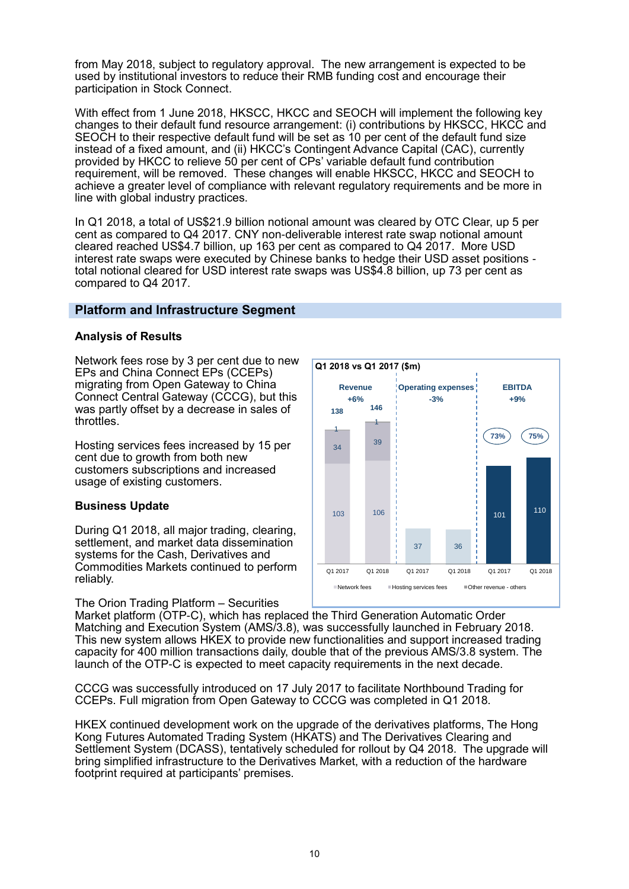from May 2018, subject to regulatory approval. The new arrangement is expected to be used by institutional investors to reduce their RMB funding cost and encourage their participation in Stock Connect.

With effect from 1 June 2018, HKSCC, HKCC and SEOCH will implement the following key changes to their default fund resource arrangement: (i) contributions by HKSCC, HKCC and SEOCH to their respective default fund will be set as 10 per cent of the default fund size instead of a fixed amount, and (ii) HKCC's Contingent Advance Capital (CAC), currently provided by HKCC to relieve 50 per cent of CPs' variable default fund contribution requirement, will be removed. These changes will enable HKSCC, HKCC and SEOCH to achieve a greater level of compliance with relevant regulatory requirements and be more in line with global industry practices.

In Q1 2018, a total of US$21.9 billion notional amount was cleared by OTC Clear, up 5 per cent as compared to Q4 2017. CNY non-deliverable interest rate swap notional amount cleared reached US$4.7 billion, up 163 per cent as compared to Q4 2017. More USD interest rate swaps were executed by Chinese banks to hedge their USD asset positions - total notional cleared for USD interest rate swaps was US$4.8 billion, up 73 per cent as compared to Q4 2017.

## Platform and Infrastructure Segment

### Analysis of Results

Network fees rose by 3 per cent due to new EPs and China Connect EPs (CCEPs) migrating from Open Gateway to China Connect Central Gateway (CCCG), but this was partly offset by a decrease in sales of throttles.

Hosting services fees increased by 15 per cent due to growth from both new customers subscriptions and increased usage of existing customers.

**Q1 2018 vs Q1 2017 ($m)**

| | Revenue (+6%) | | Operating expenses (-3%) | | EBITDA (+9%) | |
|---|---|---|---|---|---|---|
| | Q1 2017 | Q1 2018 | Q1 2017 | Q1 2018 | Q1 2017 | Q1 2018 |
| Network fees | 103 | 106 | | | | |
| Hosting services fees | 34 | 39 | | | | |
| Other revenue - others | 1 | 1 | | | | |
| Total | 138 | 146 | 37 | 36 | 101 | 110 |
| EBITDA margin | | | | | 73% | 75% |

### Business Update

During Q1 2018, all major trading, clearing, settlement, and market data dissemination systems for the Cash, Derivatives and Commodities Markets continued to perform reliably.

The Orion Trading Platform – Securities Market platform (OTP-C), which has replaced the Third Generation Automatic Order Matching and Execution System (AMS/3.8), was successfully launched in February 2018. This new system allows HKEX to provide new functionalities and support increased trading capacity for 400 million transactions daily, double that of the previous AMS/3.8 system. The launch of the OTP-C is expected to meet capacity requirements in the next decade.

CCCG was successfully introduced on 17 July 2017 to facilitate Northbound Trading for CCEPs. Full migration from Open Gateway to CCCG was completed in Q1 2018.

HKEX continued development work on the upgrade of the derivatives platforms, The Hong Kong Futures Automated Trading System (HKATS) and The Derivatives Clearing and Settlement System (DCASS), tentatively scheduled for rollout by Q4 2018. The upgrade will bring simplified infrastructure to the Derivatives Market, with a reduction of the hardware footprint required at participants' premises.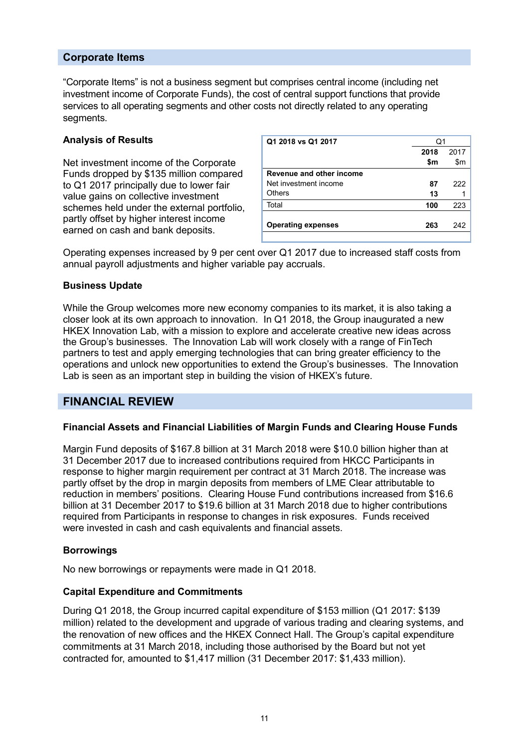## Corporate Items

"Corporate Items" is not a business segment but comprises central income (including net investment income of Corporate Funds), the cost of central support functions that provide services to all operating segments and other costs not directly related to any operating segments.

### Analysis of Results

| Q1 2018 vs Q1 2017 | Q1 | |
|---|---|---|
| | **2018 $m** | 2017 $m |
| **Revenue and other income** | | |
| Net investment income | **87** | 222 |
| Others | **13** | 1 |
| Total | **100** | 223 |
| **Operating expenses** | **263** | 242 |

Net investment income of the Corporate Funds dropped by $135 million compared to Q1 2017 principally due to lower fair value gains on collective investment schemes held under the external portfolio, partly offset by higher interest income earned on cash and bank deposits.

Operating expenses increased by 9 per cent over Q1 2017 due to increased staff costs from annual payroll adjustments and higher variable pay accruals.

### Business Update

While the Group welcomes more new economy companies to its market, it is also taking a closer look at its own approach to innovation. In Q1 2018, the Group inaugurated a new HKEX Innovation Lab, with a mission to explore and accelerate creative new ideas across the Group's businesses. The Innovation Lab will work closely with a range of FinTech partners to test and apply emerging technologies that can bring greater efficiency to the operations and unlock new opportunities to extend the Group's businesses. The Innovation Lab is seen as an important step in building the vision of HKEX's future.

## FINANCIAL REVIEW

### Financial Assets and Financial Liabilities of Margin Funds and Clearing House Funds

Margin Fund deposits of $167.8 billion at 31 March 2018 were $10.0 billion higher than at 31 December 2017 due to increased contributions required from HKCC Participants in response to higher margin requirement per contract at 31 March 2018. The increase was partly offset by the drop in margin deposits from members of LME Clear attributable to reduction in members' positions. Clearing House Fund contributions increased from $16.6 billion at 31 December 2017 to $19.6 billion at 31 March 2018 due to higher contributions required from Participants in response to changes in risk exposures. Funds received were invested in cash and cash equivalents and financial assets.

### Borrowings

No new borrowings or repayments were made in Q1 2018.

### Capital Expenditure and Commitments

During Q1 2018, the Group incurred capital expenditure of $153 million (Q1 2017: $139 million) related to the development and upgrade of various trading and clearing systems, and the renovation of new offices and the HKEX Connect Hall. The Group's capital expenditure commitments at 31 March 2018, including those authorised by the Board but not yet contracted for, amounted to $1,417 million (31 December 2017: $1,433 million).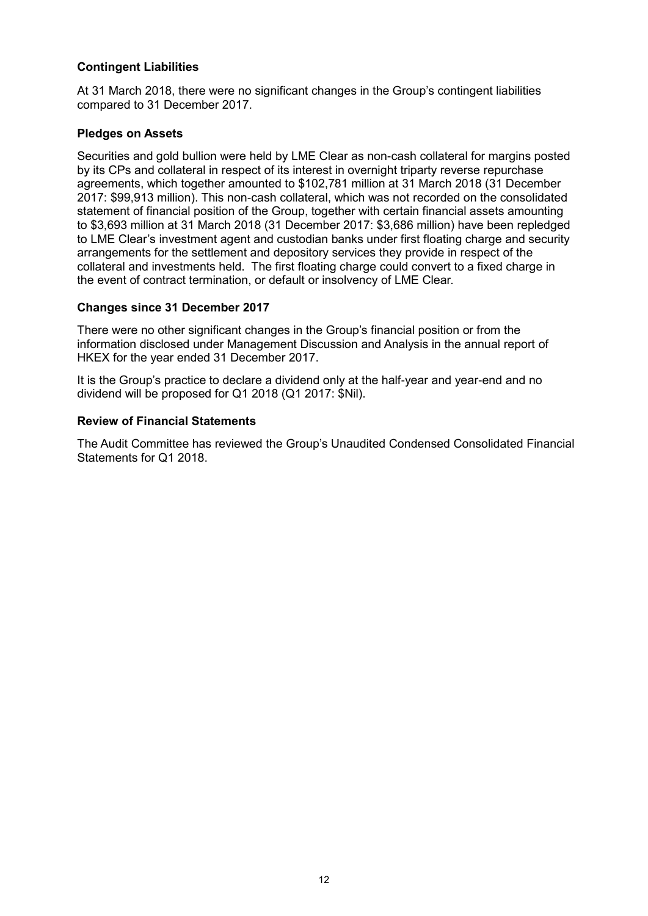**Contingent Liabilities**

At 31 March 2018, there were no significant changes in the Group's contingent liabilities compared to 31 December 2017.

**Pledges on Assets**

Securities and gold bullion were held by LME Clear as non-cash collateral for margins posted by its CPs and collateral in respect of its interest in overnight triparty reverse repurchase agreements, which together amounted to $102,781 million at 31 March 2018 (31 December 2017: $99,913 million). This non-cash collateral, which was not recorded on the consolidated statement of financial position of the Group, together with certain financial assets amounting to $3,693 million at 31 March 2018 (31 December 2017: $3,686 million) have been repledged to LME Clear's investment agent and custodian banks under first floating charge and security arrangements for the settlement and depository services they provide in respect of the collateral and investments held. The first floating charge could convert to a fixed charge in the event of contract termination, or default or insolvency of LME Clear.

**Changes since 31 December 2017**

There were no other significant changes in the Group's financial position or from the information disclosed under Management Discussion and Analysis in the annual report of HKEX for the year ended 31 December 2017.

It is the Group's practice to declare a dividend only at the half-year and year-end and no dividend will be proposed for Q1 2018 (Q1 2017: $Nil).

**Review of Financial Statements**

The Audit Committee has reviewed the Group's Unaudited Condensed Consolidated Financial Statements for Q1 2018.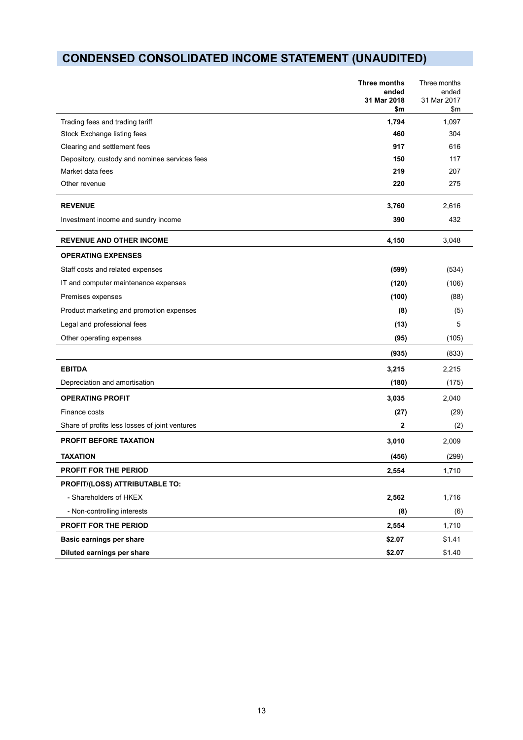# CONDENSED CONSOLIDATED INCOME STATEMENT (UNAUDITED)

| | **Three months ended 31 Mar 2018 $m** | Three months ended 31 Mar 2017 $m |
|---|---|---|
| Trading fees and trading tariff | **1,794** | 1,097 |
| Stock Exchange listing fees | **460** | 304 |
| Clearing and settlement fees | **917** | 616 |
| Depository, custody and nominee services fees | **150** | 117 |
| Market data fees | **219** | 207 |
| Other revenue | **220** | 275 |
| **REVENUE** | **3,760** | 2,616 |
| Investment income and sundry income | **390** | 432 |
| **REVENUE AND OTHER INCOME** | **4,150** | 3,048 |
| **OPERATING EXPENSES** | | |
| Staff costs and related expenses | **(599)** | (534) |
| IT and computer maintenance expenses | **(120)** | (106) |
| Premises expenses | **(100)** | (88) |
| Product marketing and promotion expenses | **(8)** | (5) |
| Legal and professional fees | **(13)** | 5 |
| Other operating expenses | **(95)** | (105) |
| | **(935)** | (833) |
| **EBITDA** | **3,215** | 2,215 |
| Depreciation and amortisation | **(180)** | (175) |
| **OPERATING PROFIT** | **3,035** | 2,040 |
| Finance costs | **(27)** | (29) |
| Share of profits less losses of joint ventures | **2** | (2) |
| **PROFIT BEFORE TAXATION** | **3,010** | 2,009 |
| **TAXATION** | **(456)** | (299) |
| **PROFIT FOR THE PERIOD** | **2,554** | 1,710 |
| **PROFIT/(LOSS) ATTRIBUTABLE TO:** | | |
| - Shareholders of HKEX | **2,562** | 1,716 |
| - Non-controlling interests | **(8)** | (6) |
| **PROFIT FOR THE PERIOD** | **2,554** | 1,710 |
| **Basic earnings per share** | **$2.07** | $1.41 |
| **Diluted earnings per share** | **$2.07** | $1.40 |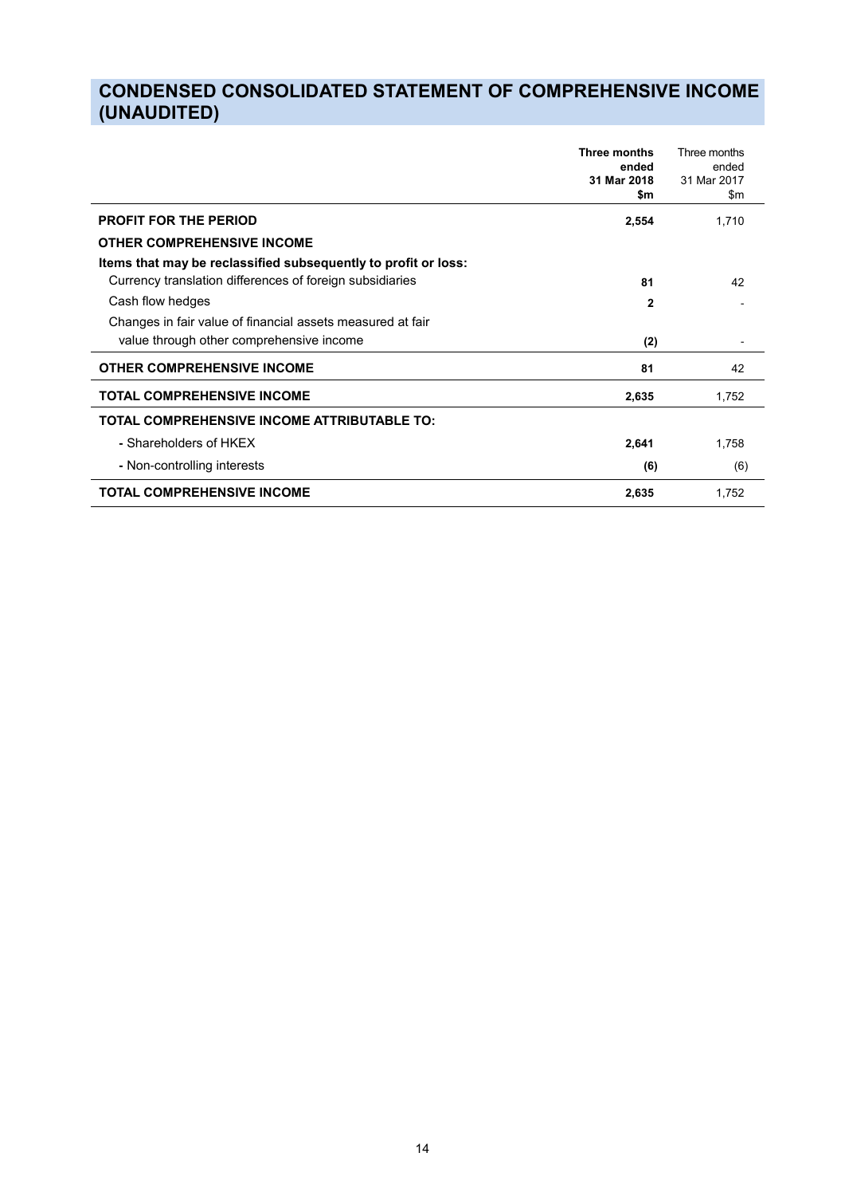# CONDENSED CONSOLIDATED STATEMENT OF COMPREHENSIVE INCOME (UNAUDITED)

| | **Three months ended 31 Mar 2018 $m** | Three months ended 31 Mar 2017 $m |
|---|---|---|
| **PROFIT FOR THE PERIOD** | **2,554** | 1,710 |
| **OTHER COMPREHENSIVE INCOME** | | |
| **Items that may be reclassified subsequently to profit or loss:** | | |
| Currency translation differences of foreign subsidiaries | **81** | 42 |
| Cash flow hedges | **2** | - |
| Changes in fair value of financial assets measured at fair value through other comprehensive income | **(2)** | - |
| **OTHER COMPREHENSIVE INCOME** | **81** | 42 |
| **TOTAL COMPREHENSIVE INCOME** | **2,635** | 1,752 |
| **TOTAL COMPREHENSIVE INCOME ATTRIBUTABLE TO:** | | |
| - Shareholders of HKEX | **2,641** | 1,758 |
| - Non-controlling interests | **(6)** | (6) |
| **TOTAL COMPREHENSIVE INCOME** | **2,635** | 1,752 |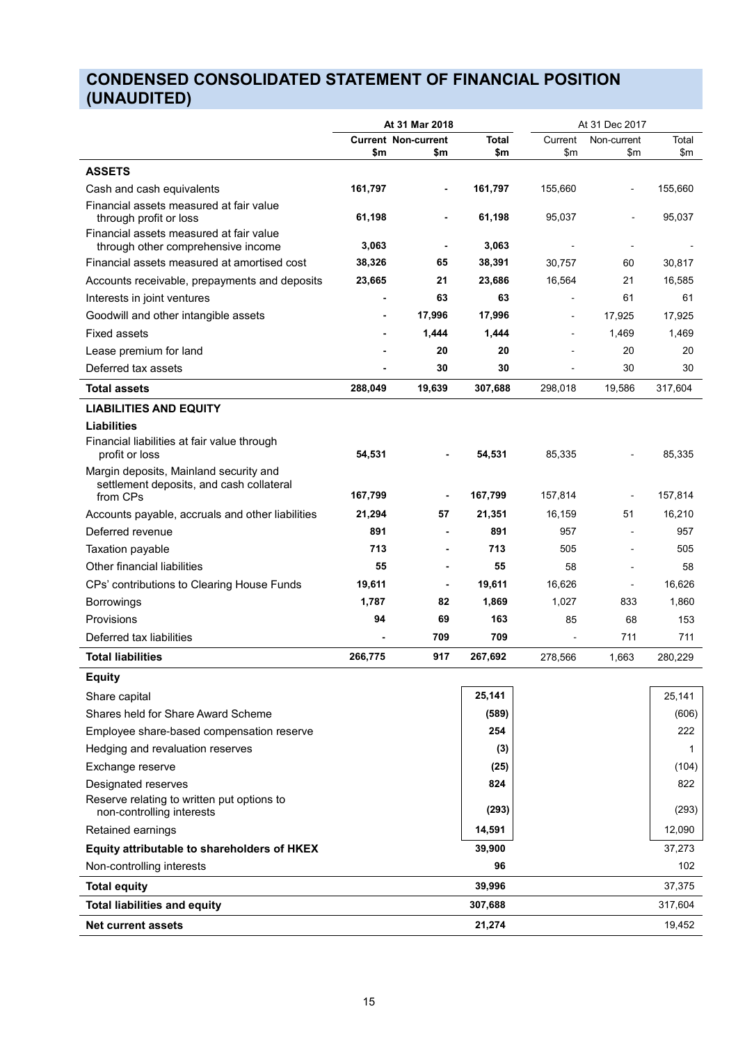# CONDENSED CONSOLIDATED STATEMENT OF FINANCIAL POSITION (UNAUDITED)

| | At 31 Mar 2018 | | | At 31 Dec 2017 | | |
|---|---|---|---|---|---|---|
| | **Current** | **Non-current** | **Total** | Current | Non-current | Total |
| | **$m** | **$m** | **$m** | $m | $m | $m |
| **ASSETS** | | | | | | |
| Cash and cash equivalents | **161,797** | **-** | **161,797** | 155,660 | - | 155,660 |
| Financial assets measured at fair value through profit or loss | **61,198** | **-** | **61,198** | 95,037 | - | 95,037 |
| Financial assets measured at fair value through other comprehensive income | **3,063** | **-** | **3,063** | - | - | - |
| Financial assets measured at amortised cost | **38,326** | **65** | **38,391** | 30,757 | 60 | 30,817 |
| Accounts receivable, prepayments and deposits | **23,665** | **21** | **23,686** | 16,564 | 21 | 16,585 |
| Interests in joint ventures | **-** | **63** | **63** | - | 61 | 61 |
| Goodwill and other intangible assets | **-** | **17,996** | **17,996** | - | 17,925 | 17,925 |
| Fixed assets | **-** | **1,444** | **1,444** | - | 1,469 | 1,469 |
| Lease premium for land | **-** | **20** | **20** | - | 20 | 20 |
| Deferred tax assets | **-** | **30** | **30** | - | 30 | 30 |
| **Total assets** | **288,049** | **19,639** | **307,688** | 298,018 | 19,586 | 317,604 |
| **LIABILITIES AND EQUITY** | | | | | | |
| **Liabilities** | | | | | | |
| Financial liabilities at fair value through profit or loss | **54,531** | **-** | **54,531** | 85,335 | - | 85,335 |
| Margin deposits, Mainland security and settlement deposits, and cash collateral from CPs | **167,799** | **-** | **167,799** | 157,814 | - | 157,814 |
| Accounts payable, accruals and other liabilities | **21,294** | **57** | **21,351** | 16,159 | 51 | 16,210 |
| Deferred revenue | **891** | **-** | **891** | 957 | - | 957 |
| Taxation payable | **713** | **-** | **713** | 505 | - | 505 |
| Other financial liabilities | **55** | **-** | **55** | 58 | - | 58 |
| CPs' contributions to Clearing House Funds | **19,611** | **-** | **19,611** | 16,626 | - | 16,626 |
| Borrowings | **1,787** | **82** | **1,869** | 1,027 | 833 | 1,860 |
| Provisions | **94** | **69** | **163** | 85 | 68 | 153 |
| Deferred tax liabilities | **-** | **709** | **709** | - | 711 | 711 |
| **Total liabilities** | **266,775** | **917** | **267,692** | 278,566 | 1,663 | 280,229 |
| **Equity** | | | | | | |
| Share capital | | | **25,141** | | | 25,141 |
| Shares held for Share Award Scheme | | | **(589)** | | | (606) |
| Employee share-based compensation reserve | | | **254** | | | 222 |
| Hedging and revaluation reserves | | | **(3)** | | | 1 |
| Exchange reserve | | | **(25)** | | | (104) |
| Designated reserves | | | **824** | | | 822 |
| Reserve relating to written put options to non-controlling interests | | | **(293)** | | | (293) |
| Retained earnings | | | **14,591** | | | 12,090 |
| **Equity attributable to shareholders of HKEX** | | | **39,900** | | | 37,273 |
| Non-controlling interests | | | **96** | | | 102 |
| **Total equity** | | | **39,996** | | | 37,375 |
| **Total liabilities and equity** | | | **307,688** | | | 317,604 |
| **Net current assets** | | | **21,274** | | | 19,452 |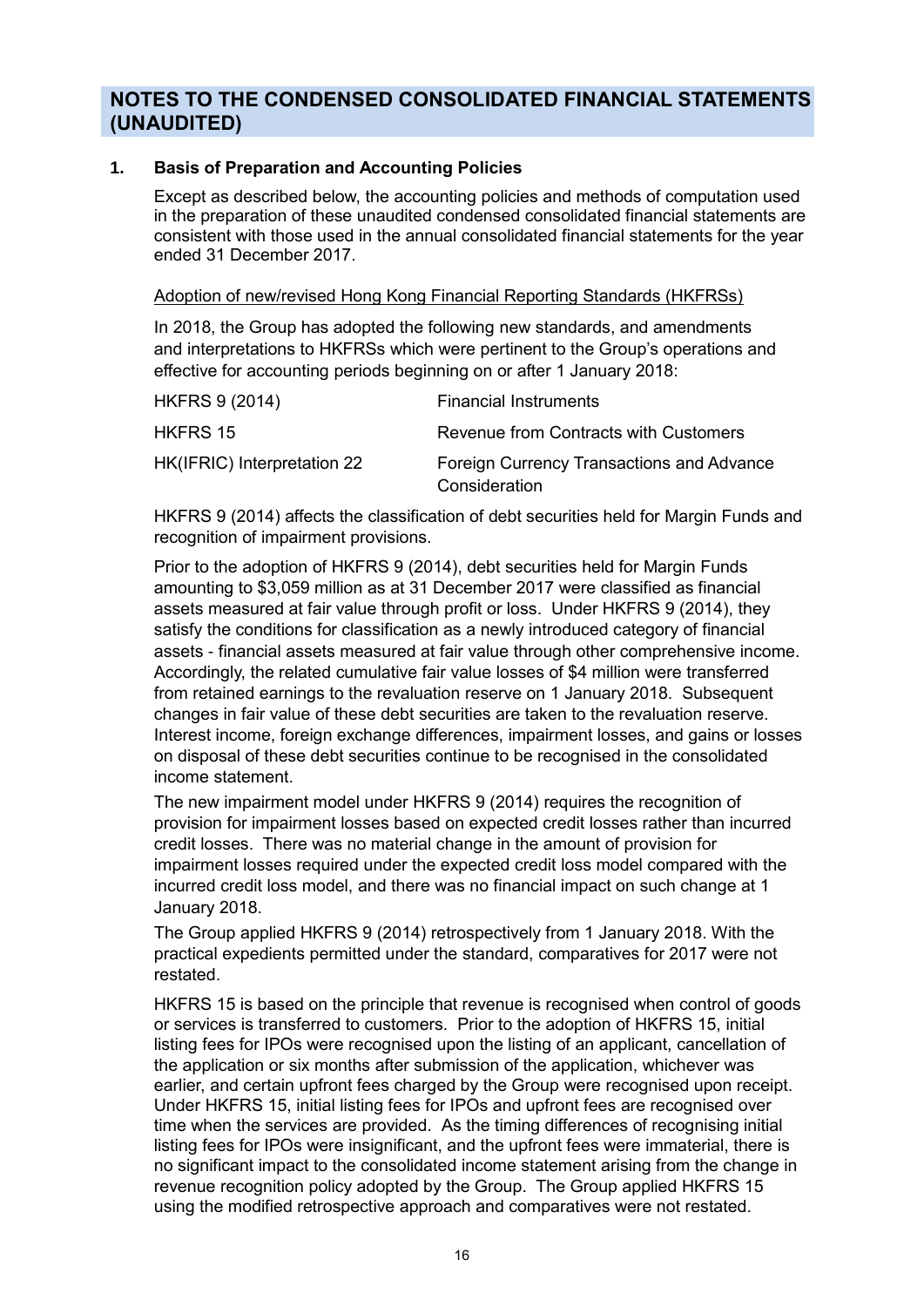# NOTES TO THE CONDENSED CONSOLIDATED FINANCIAL STATEMENTS (UNAUDITED)

## 1. Basis of Preparation and Accounting Policies

Except as described below, the accounting policies and methods of computation used in the preparation of these unaudited condensed consolidated financial statements are consistent with those used in the annual consolidated financial statements for the year ended 31 December 2017.

Adoption of new/revised Hong Kong Financial Reporting Standards (HKFRSs)

In 2018, the Group has adopted the following new standards, and amendments and interpretations to HKFRSs which were pertinent to the Group's operations and effective for accounting periods beginning on or after 1 January 2018:

| | |
|---|---|
| HKFRS 9 (2014) | Financial Instruments |
| HKFRS 15 | Revenue from Contracts with Customers |
| HK(IFRIC) Interpretation 22 | Foreign Currency Transactions and Advance Consideration |

HKFRS 9 (2014) affects the classification of debt securities held for Margin Funds and recognition of impairment provisions.

Prior to the adoption of HKFRS 9 (2014), debt securities held for Margin Funds amounting to $3,059 million as at 31 December 2017 were classified as financial assets measured at fair value through profit or loss. Under HKFRS 9 (2014), they satisfy the conditions for classification as a newly introduced category of financial assets - financial assets measured at fair value through other comprehensive income. Accordingly, the related cumulative fair value losses of $4 million were transferred from retained earnings to the revaluation reserve on 1 January 2018. Subsequent changes in fair value of these debt securities are taken to the revaluation reserve. Interest income, foreign exchange differences, impairment losses, and gains or losses on disposal of these debt securities continue to be recognised in the consolidated income statement.

The new impairment model under HKFRS 9 (2014) requires the recognition of provision for impairment losses based on expected credit losses rather than incurred credit losses. There was no material change in the amount of provision for impairment losses required under the expected credit loss model compared with the incurred credit loss model, and there was no financial impact on such change at 1 January 2018.

The Group applied HKFRS 9 (2014) retrospectively from 1 January 2018. With the practical expedients permitted under the standard, comparatives for 2017 were not restated.

HKFRS 15 is based on the principle that revenue is recognised when control of goods or services is transferred to customers. Prior to the adoption of HKFRS 15, initial listing fees for IPOs were recognised upon the listing of an applicant, cancellation of the application or six months after submission of the application, whichever was earlier, and certain upfront fees charged by the Group were recognised upon receipt. Under HKFRS 15, initial listing fees for IPOs and upfront fees are recognised over time when the services are provided. As the timing differences of recognising initial listing fees for IPOs were insignificant, and the upfront fees were immaterial, there is no significant impact to the consolidated income statement arising from the change in revenue recognition policy adopted by the Group. The Group applied HKFRS 15 using the modified retrospective approach and comparatives were not restated.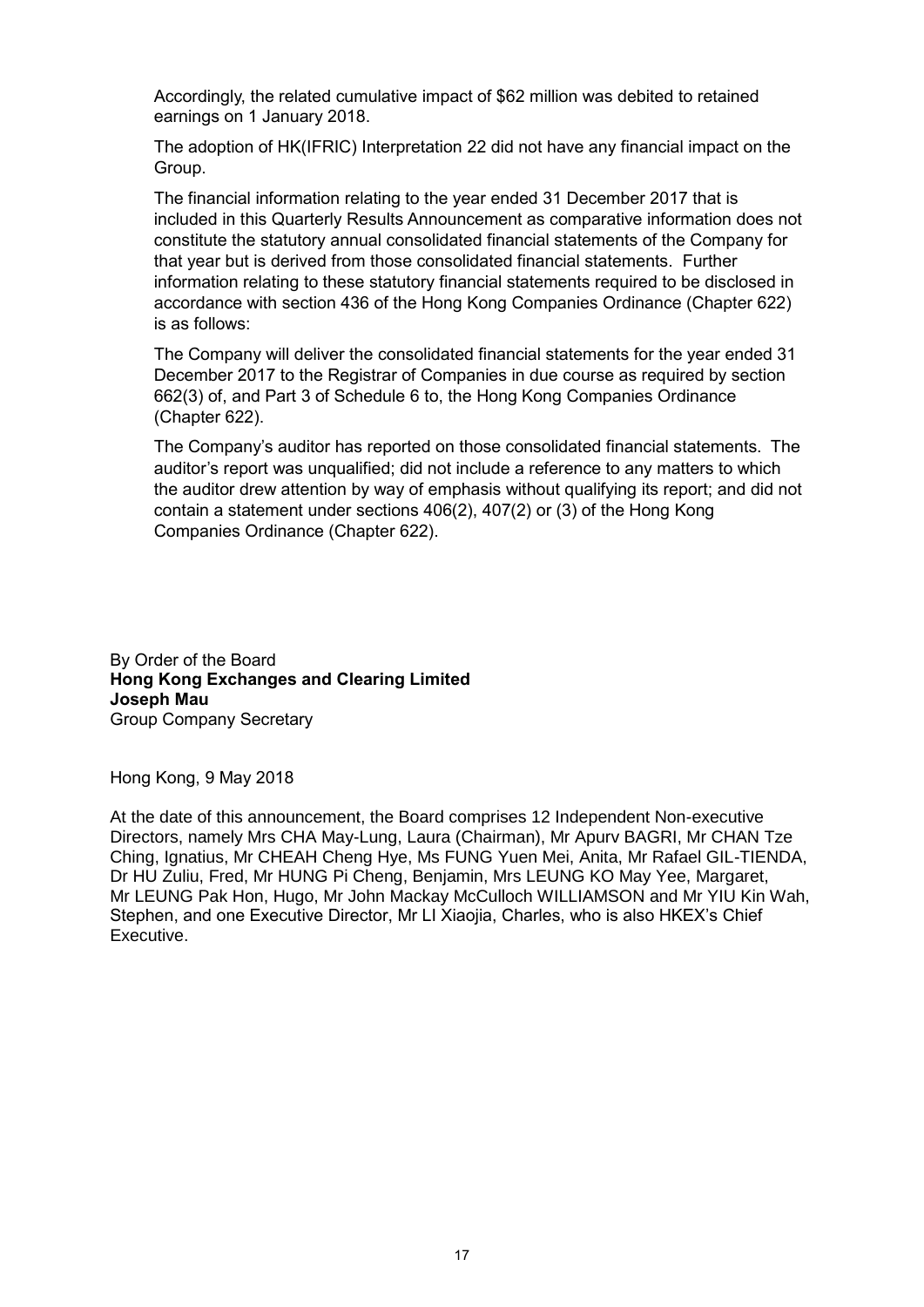Accordingly, the related cumulative impact of $62 million was debited to retained earnings on 1 January 2018.

The adoption of HK(IFRIC) Interpretation 22 did not have any financial impact on the Group.

The financial information relating to the year ended 31 December 2017 that is included in this Quarterly Results Announcement as comparative information does not constitute the statutory annual consolidated financial statements of the Company for that year but is derived from those consolidated financial statements. Further information relating to these statutory financial statements required to be disclosed in accordance with section 436 of the Hong Kong Companies Ordinance (Chapter 622) is as follows:

The Company will deliver the consolidated financial statements for the year ended 31 December 2017 to the Registrar of Companies in due course as required by section 662(3) of, and Part 3 of Schedule 6 to, the Hong Kong Companies Ordinance (Chapter 622).

The Company's auditor has reported on those consolidated financial statements. The auditor's report was unqualified; did not include a reference to any matters to which the auditor drew attention by way of emphasis without qualifying its report; and did not contain a statement under sections 406(2), 407(2) or (3) of the Hong Kong Companies Ordinance (Chapter 622).

By Order of the Board
**Hong Kong Exchanges and Clearing Limited**
**Joseph Mau**
Group Company Secretary

Hong Kong, 9 May 2018

At the date of this announcement, the Board comprises 12 Independent Non-executive Directors, namely Mrs CHA May-Lung, Laura (Chairman), Mr Apurv BAGRI, Mr CHAN Tze Ching, Ignatius, Mr CHEAH Cheng Hye, Ms FUNG Yuen Mei, Anita, Mr Rafael GIL-TIENDA, Dr HU Zuliu, Fred, Mr HUNG Pi Cheng, Benjamin, Mrs LEUNG KO May Yee, Margaret, Mr LEUNG Pak Hon, Hugo, Mr John Mackay McCulloch WILLIAMSON and Mr YIU Kin Wah, Stephen, and one Executive Director, Mr LI Xiaojia, Charles, who is also HKEX's Chief Executive.